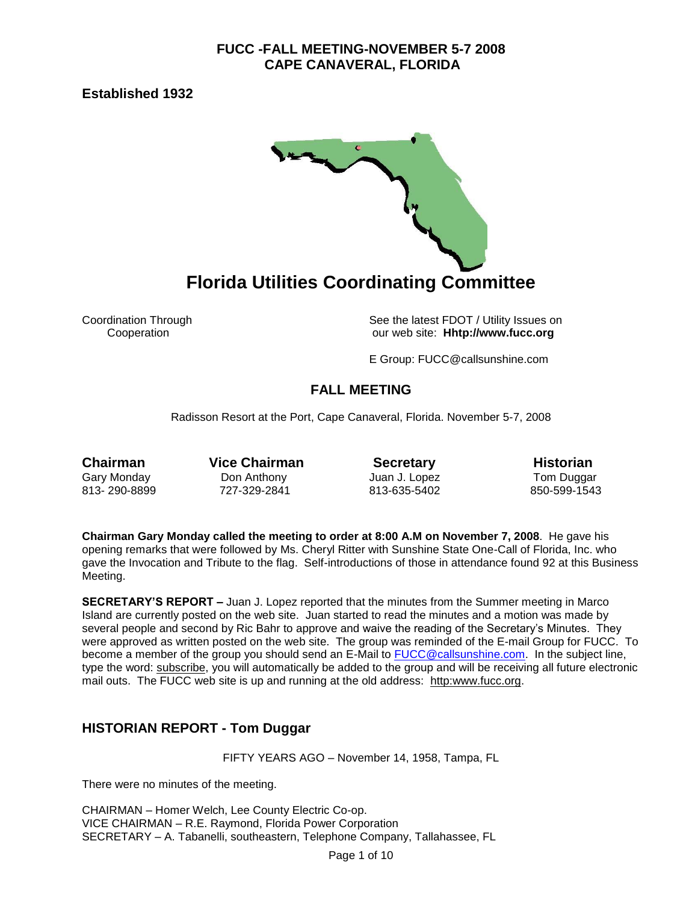**FUCC -FALL MEETING-NOVEMBER 5-7 2008**
**CAPE CANAVERAL, FLORIDA**

**Established 1932**

# Florida Utilities Coordinating Committee

Coordination Through Cooperation

See the latest FDOT / Utility Issues on our web site: **Hhttp://www.fucc.org**

E Group: FUCC@callsunshine.com

## FALL MEETING

Radisson Resort at the Port, Cape Canaveral, Florida. November 5-7, 2008

| **Chairman** | **Vice Chairman** | **Secretary** | **Historian** |
|---|---|---|---|
| Gary Monday | Don Anthony | Juan J. Lopez | Tom Duggar |
| 813- 290-8899 | 727-329-2841 | 813-635-5402 | 850-599-1543 |

**Chairman Gary Monday called the meeting to order at 8:00 A.M on November 7, 2008**. He gave his opening remarks that were followed by Ms. Cheryl Ritter with Sunshine State One-Call of Florida, Inc. who gave the Invocation and Tribute to the flag. Self-introductions of those in attendance found 92 at this Business Meeting.

**SECRETARY'S REPORT –** Juan J. Lopez reported that the minutes from the Summer meeting in Marco Island are currently posted on the web site. Juan started to read the minutes and a motion was made by several people and second by Ric Bahr to approve and waive the reading of the Secretary's Minutes. They were approved as written posted on the web site. The group was reminded of the E-mail Group for FUCC. To become a member of the group you should send an E-Mail to FUCC@callsunshine.com. In the subject line, type the word: subscribe, you will automatically be added to the group and will be receiving all future electronic mail outs. The FUCC web site is up and running at the old address: http:www.fucc.org.

## HISTORIAN REPORT - Tom Duggar

FIFTY YEARS AGO – November 14, 1958, Tampa, FL

There were no minutes of the meeting.

CHAIRMAN – Homer Welch, Lee County Electric Co-op.
VICE CHAIRMAN – R.E. Raymond, Florida Power Corporation
SECRETARY – A. Tabanelli, southeastern, Telephone Company, Tallahassee, FL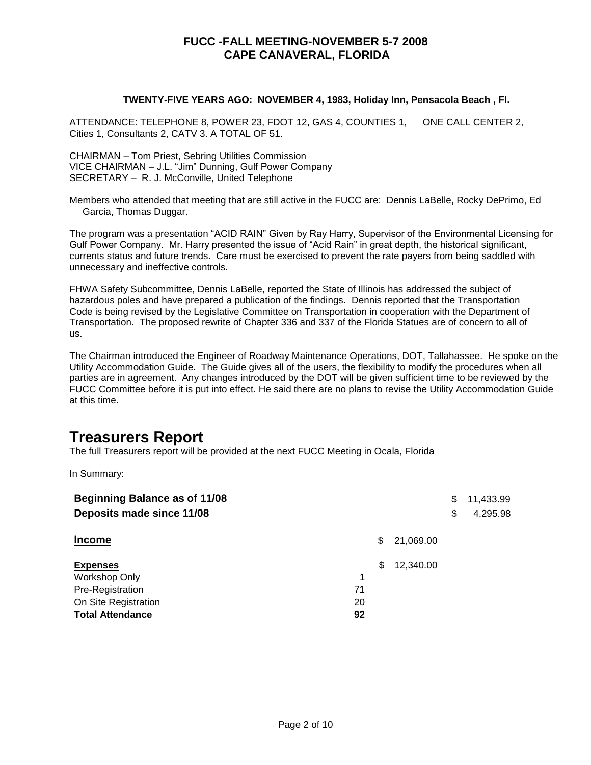## FUCC -FALL MEETING-NOVEMBER 5-7 2008
## CAPE CANAVERAL, FLORIDA

**TWENTY-FIVE YEARS AGO: NOVEMBER 4, 1983, Holiday Inn, Pensacola Beach , Fl.**

ATTENDANCE: TELEPHONE 8, POWER 23, FDOT 12, GAS 4, COUNTIES 1, ONE CALL CENTER 2, Cities 1, Consultants 2, CATV 3. A TOTAL OF 51.

CHAIRMAN – Tom Priest, Sebring Utilities Commission
VICE CHAIRMAN – J.L. "Jim" Dunning, Gulf Power Company
SECRETARY – R. J. McConville, United Telephone

Members who attended that meeting that are still active in the FUCC are: Dennis LaBelle, Rocky DePrimo, Ed Garcia, Thomas Duggar.

The program was a presentation "ACID RAIN" Given by Ray Harry, Supervisor of the Environmental Licensing for Gulf Power Company. Mr. Harry presented the issue of "Acid Rain" in great depth, the historical significant, currents status and future trends. Care must be exercised to prevent the rate payers from being saddled with unnecessary and ineffective controls.

FHWA Safety Subcommittee, Dennis LaBelle, reported the State of Illinois has addressed the subject of hazardous poles and have prepared a publication of the findings. Dennis reported that the Transportation Code is being revised by the Legislative Committee on Transportation in cooperation with the Department of Transportation. The proposed rewrite of Chapter 336 and 337 of the Florida Statues are of concern to all of us.

The Chairman introduced the Engineer of Roadway Maintenance Operations, DOT, Tallahassee. He spoke on the Utility Accommodation Guide. The Guide gives all of the users, the flexibility to modify the procedures when all parties are in agreement. Any changes introduced by the DOT will be given sufficient time to be reviewed by the FUCC Committee before it is put into effect. He said there are no plans to revise the Utility Accommodation Guide at this time.

# Treasurers Report

The full Treasurers report will be provided at the next FUCC Meeting in Ocala, Florida

In Summary:

| | | | |
|---|---|---|---|
| **Beginning Balance as of 11/08** | | | $ 11,433.99 |
| **Deposits made since 11/08** | | | $ 4,295.98 |
| **Income** | | $ 21,069.00 | |
| **Expenses** | | $ 12,340.00 | |
| Workshop Only | 1 | | |
| Pre-Registration | 71 | | |
| On Site Registration | 20 | | |
| **Total Attendance** | **92** | | |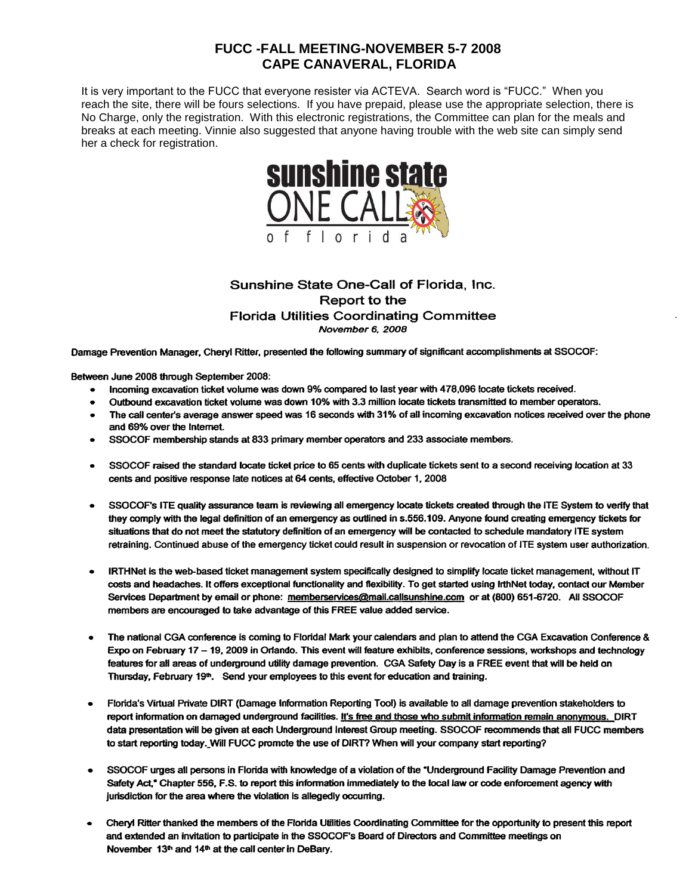# FUCC -FALL MEETING-NOVEMBER 5-7 2008
# CAPE CANAVERAL, FLORIDA

It is very important to the FUCC that everyone resister via ACTEVA. Search word is "FUCC." When you reach the site, there will be fours selections. If you have prepaid, please use the appropriate selection, there is No Charge, only the registration. With this electronic registrations, the Committee can plan for the meals and breaks at each meeting. Vinnie also suggested that anyone having trouble with the web site can simply send her a check for registration.

sunshine state ONE CALL of florida

## Sunshine State One-Call of Florida, Inc.
## Report to the
## Florida Utilities Coordinating Committee

*November 6, 2008*

**Damage Prevention Manager, Cheryl Ritter, presented the following summary of significant accomplishments at SSOCOF:**

**Between June 2008 through September 2008:**

- Incoming excavation ticket volume was down 9% compared to last year with 478,096 locate tickets received.
- Outbound excavation ticket volume was down 10% with 3.3 million locate tickets transmitted to member operators.
- The call center's average answer speed was 16 seconds with 31% of all incoming excavation notices received over the phone and 69% over the Internet.
- SSOCOF membership stands at 833 primary member operators and 233 associate members.
- SSOCOF raised the standard locate ticket price to 65 cents with duplicate tickets sent to a second receiving location at 33 cents and positive response late notices at 64 cents, effective October 1, 2008
- SSOCOF's ITE quality assurance team is reviewing all emergency locate tickets created through the ITE System to verify that they comply with the legal definition of an emergency as outlined in s.556.109. Anyone found creating emergency tickets for situations that do not meet the statutory definition of an emergency will be contacted to schedule mandatory ITE system retraining. Continued abuse of the emergency ticket could result in suspension or revocation of ITE system user authorization.
- IRTHNet is the web-based ticket management system specifically designed to simplify locate ticket management, without IT costs and headaches. It offers exceptional functionality and flexibility. To get started using IrthNet today, contact our Member Services Department by email or phone: memberservices@mail.callsunshine.com or at (800) 651-6720. All SSOCOF members are encouraged to take advantage of this FREE value added service.
- The national CGA conference is coming to Florida! Mark your calendars and plan to attend the CGA Excavation Conference & Expo on February 17 – 19, 2009 in Orlando. This event will feature exhibits, conference sessions, workshops and technology features for all areas of underground utility damage prevention. CGA Safety Day is a FREE event that will be held on Thursday, February 19th. Send your employees to this event for education and training.
- Florida's Virtual Private DIRT (Damage Information Reporting Tool) is available to all damage prevention stakeholders to report information on damaged underground facilities. It's free and those who submit information remain anonymous. DIRT data presentation will be given at each Underground Interest Group meeting. SSOCOF recommends that all FUCC members to start reporting today. Will FUCC promote the use of DIRT? When will your company start reporting?
- SSOCOF urges all persons in Florida with knowledge of a violation of the "Underground Facility Damage Prevention and Safety Act," Chapter 556, F.S. to report this information immediately to the local law or code enforcement agency with jurisdiction for the area where the violation is allegedly occurring.
- Cheryl Ritter thanked the members of the Florida Utilities Coordinating Committee for the opportunity to present this report and extended an invitation to participate in the SSOCOF's Board of Directors and Committee meetings on November 13th and 14th at the call center in DeBary.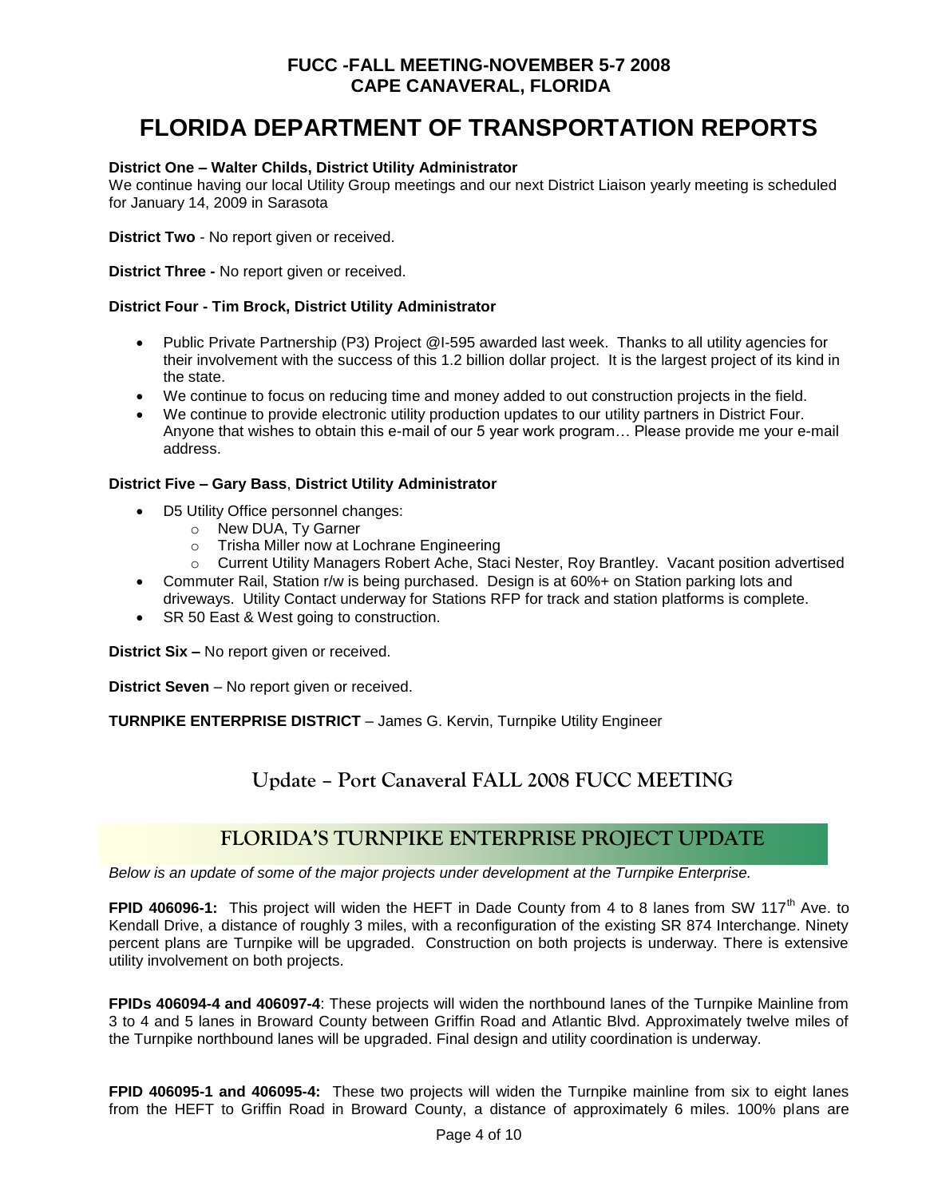**FUCC -FALL MEETING-NOVEMBER 5-7 2008**
**CAPE CANAVERAL, FLORIDA**

# FLORIDA DEPARTMENT OF TRANSPORTATION REPORTS

**District One – Walter Childs, District Utility Administrator**
We continue having our local Utility Group meetings and our next District Liaison yearly meeting is scheduled for January 14, 2009 in Sarasota

**District Two** - No report given or received.

**District Three -** No report given or received.

**District Four - Tim Brock, District Utility Administrator**

- Public Private Partnership (P3) Project @I-595 awarded last week. Thanks to all utility agencies for their involvement with the success of this 1.2 billion dollar project. It is the largest project of its kind in the state.
- We continue to focus on reducing time and money added to out construction projects in the field.
- We continue to provide electronic utility production updates to our utility partners in District Four. Anyone that wishes to obtain this e-mail of our 5 year work program… Please provide me your e-mail address.

**District Five – Gary Bass**, **District Utility Administrator**

- D5 Utility Office personnel changes:
  - New DUA, Ty Garner
  - Trisha Miller now at Lochrane Engineering
  - Current Utility Managers Robert Ache, Staci Nester, Roy Brantley. Vacant position advertised
- Commuter Rail, Station r/w is being purchased. Design is at 60%+ on Station parking lots and driveways. Utility Contact underway for Stations RFP for track and station platforms is complete.
- SR 50 East & West going to construction.

**District Six –** No report given or received.

**District Seven** – No report given or received.

**TURNPIKE ENTERPRISE DISTRICT** – James G. Kervin, Turnpike Utility Engineer

## Update – Port Canaveral FALL 2008 FUCC MEETING

## FLORIDA'S TURNPIKE ENTERPRISE PROJECT UPDATE

*Below is an update of some of the major projects under development at the Turnpike Enterprise.*

**FPID 406096-1:** This project will widen the HEFT in Dade County from 4 to 8 lanes from SW 117th Ave. to Kendall Drive, a distance of roughly 3 miles, with a reconfiguration of the existing SR 874 Interchange. Ninety percent plans are Turnpike will be upgraded. Construction on both projects is underway. There is extensive utility involvement on both projects.

**FPIDs 406094-4 and 406097-4**: These projects will widen the northbound lanes of the Turnpike Mainline from 3 to 4 and 5 lanes in Broward County between Griffin Road and Atlantic Blvd. Approximately twelve miles of the Turnpike northbound lanes will be upgraded. Final design and utility coordination is underway.

**FPID 406095-1 and 406095-4:** These two projects will widen the Turnpike mainline from six to eight lanes from the HEFT to Griffin Road in Broward County, a distance of approximately 6 miles. 100% plans are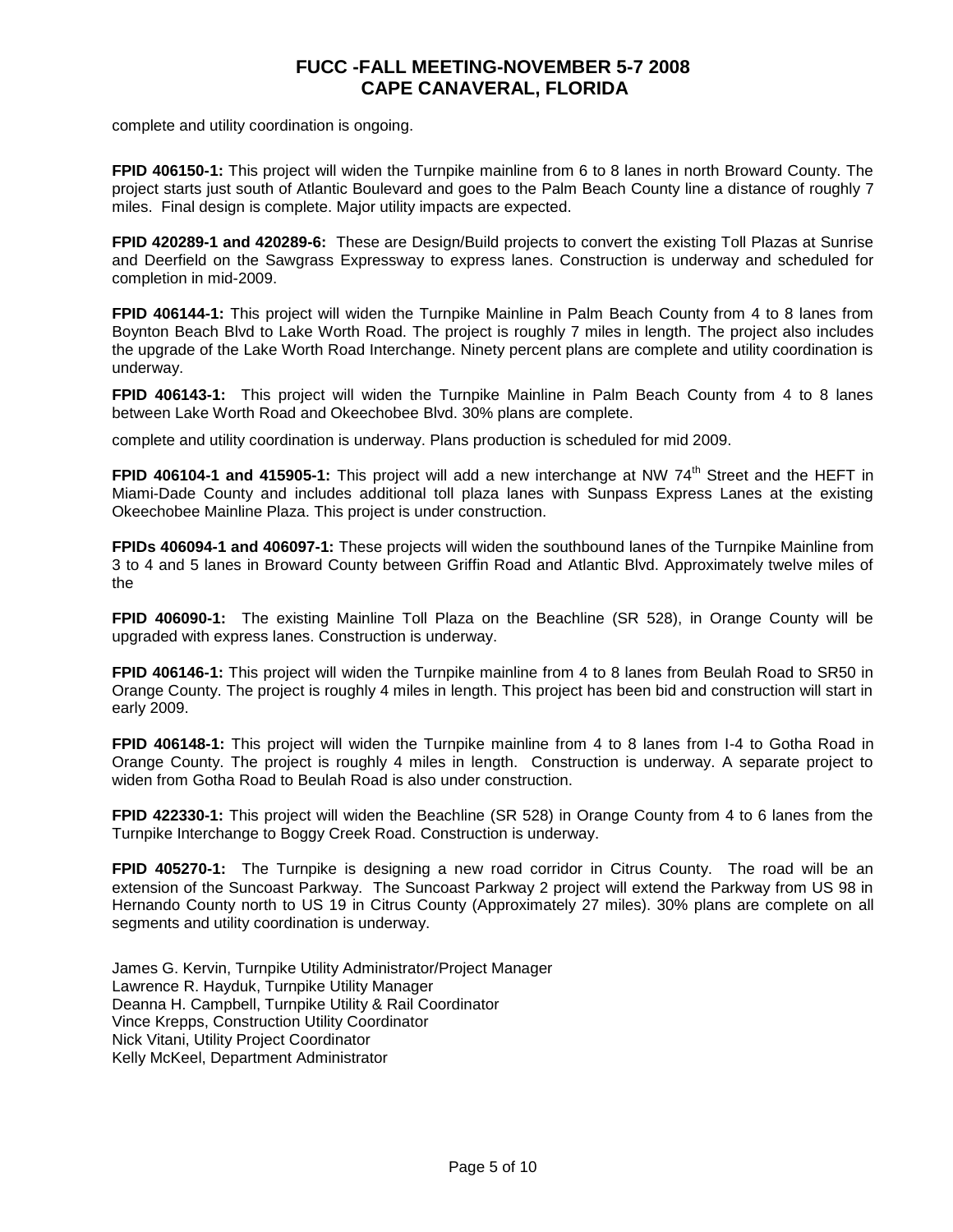complete and utility coordination is ongoing.

**FPID 406150-1:** This project will widen the Turnpike mainline from 6 to 8 lanes in north Broward County. The project starts just south of Atlantic Boulevard and goes to the Palm Beach County line a distance of roughly 7 miles. Final design is complete. Major utility impacts are expected.

**FPID 420289-1 and 420289-6:** These are Design/Build projects to convert the existing Toll Plazas at Sunrise and Deerfield on the Sawgrass Expressway to express lanes. Construction is underway and scheduled for completion in mid-2009.

**FPID 406144-1:** This project will widen the Turnpike Mainline in Palm Beach County from 4 to 8 lanes from Boynton Beach Blvd to Lake Worth Road. The project is roughly 7 miles in length. The project also includes the upgrade of the Lake Worth Road Interchange. Ninety percent plans are complete and utility coordination is underway.

**FPID 406143-1:** This project will widen the Turnpike Mainline in Palm Beach County from 4 to 8 lanes between Lake Worth Road and Okeechobee Blvd. 30% plans are complete.

complete and utility coordination is underway. Plans production is scheduled for mid 2009.

**FPID 406104-1 and 415905-1:** This project will add a new interchange at NW 74th Street and the HEFT in Miami-Dade County and includes additional toll plaza lanes with Sunpass Express Lanes at the existing Okeechobee Mainline Plaza. This project is under construction.

**FPIDs 406094-1 and 406097-1:** These projects will widen the southbound lanes of the Turnpike Mainline from 3 to 4 and 5 lanes in Broward County between Griffin Road and Atlantic Blvd. Approximately twelve miles of the

**FPID 406090-1:** The existing Mainline Toll Plaza on the Beachline (SR 528), in Orange County will be upgraded with express lanes. Construction is underway.

**FPID 406146-1:** This project will widen the Turnpike mainline from 4 to 8 lanes from Beulah Road to SR50 in Orange County. The project is roughly 4 miles in length. This project has been bid and construction will start in early 2009.

**FPID 406148-1:** This project will widen the Turnpike mainline from 4 to 8 lanes from I-4 to Gotha Road in Orange County. The project is roughly 4 miles in length. Construction is underway. A separate project to widen from Gotha Road to Beulah Road is also under construction.

**FPID 422330-1:** This project will widen the Beachline (SR 528) in Orange County from 4 to 6 lanes from the Turnpike Interchange to Boggy Creek Road. Construction is underway.

**FPID 405270-1:** The Turnpike is designing a new road corridor in Citrus County. The road will be an extension of the Suncoast Parkway. The Suncoast Parkway 2 project will extend the Parkway from US 98 in Hernando County north to US 19 in Citrus County (Approximately 27 miles). 30% plans are complete on all segments and utility coordination is underway.

James G. Kervin, Turnpike Utility Administrator/Project Manager
Lawrence R. Hayduk, Turnpike Utility Manager
Deanna H. Campbell, Turnpike Utility & Rail Coordinator
Vince Krepps, Construction Utility Coordinator
Nick Vitani, Utility Project Coordinator
Kelly McKeel, Department Administrator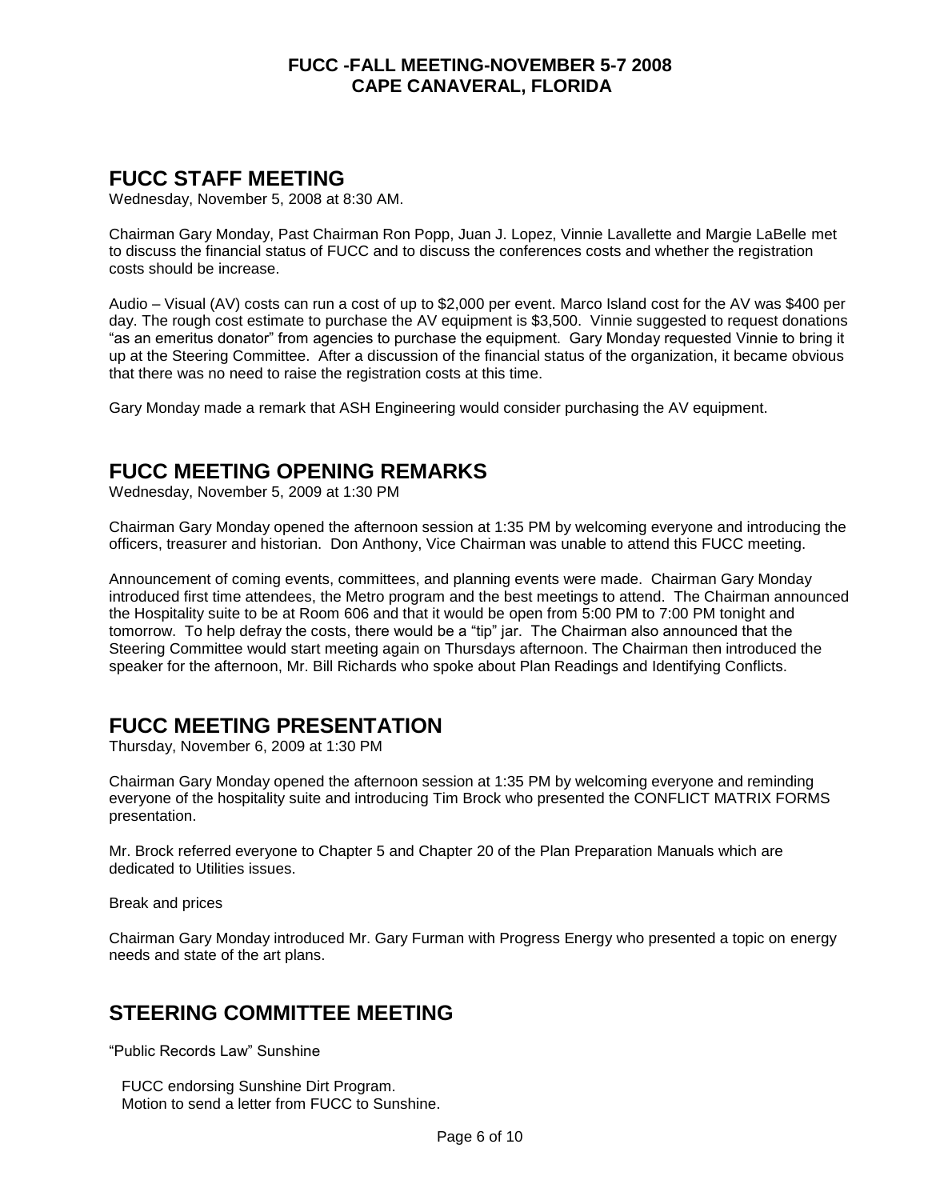**FUCC -FALL MEETING-NOVEMBER 5-7 2008**
**CAPE CANAVERAL, FLORIDA**

## FUCC STAFF MEETING

Wednesday, November 5, 2008 at 8:30 AM.

Chairman Gary Monday, Past Chairman Ron Popp, Juan J. Lopez, Vinnie Lavallette and Margie LaBelle met to discuss the financial status of FUCC and to discuss the conferences costs and whether the registration costs should be increase.

Audio – Visual (AV) costs can run a cost of up to $2,000 per event. Marco Island cost for the AV was $400 per day. The rough cost estimate to purchase the AV equipment is $3,500. Vinnie suggested to request donations "as an emeritus donator" from agencies to purchase the equipment. Gary Monday requested Vinnie to bring it up at the Steering Committee. After a discussion of the financial status of the organization, it became obvious that there was no need to raise the registration costs at this time.

Gary Monday made a remark that ASH Engineering would consider purchasing the AV equipment.

## FUCC MEETING OPENING REMARKS

Wednesday, November 5, 2009 at 1:30 PM

Chairman Gary Monday opened the afternoon session at 1:35 PM by welcoming everyone and introducing the officers, treasurer and historian. Don Anthony, Vice Chairman was unable to attend this FUCC meeting.

Announcement of coming events, committees, and planning events were made. Chairman Gary Monday introduced first time attendees, the Metro program and the best meetings to attend. The Chairman announced the Hospitality suite to be at Room 606 and that it would be open from 5:00 PM to 7:00 PM tonight and tomorrow. To help defray the costs, there would be a "tip" jar. The Chairman also announced that the Steering Committee would start meeting again on Thursdays afternoon. The Chairman then introduced the speaker for the afternoon, Mr. Bill Richards who spoke about Plan Readings and Identifying Conflicts.

## FUCC MEETING PRESENTATION

Thursday, November 6, 2009 at 1:30 PM

Chairman Gary Monday opened the afternoon session at 1:35 PM by welcoming everyone and reminding everyone of the hospitality suite and introducing Tim Brock who presented the CONFLICT MATRIX FORMS presentation.

Mr. Brock referred everyone to Chapter 5 and Chapter 20 of the Plan Preparation Manuals which are dedicated to Utilities issues.

Break and prices

Chairman Gary Monday introduced Mr. Gary Furman with Progress Energy who presented a topic on energy needs and state of the art plans.

## STEERING COMMITTEE MEETING

"Public Records Law" Sunshine

FUCC endorsing Sunshine Dirt Program.
Motion to send a letter from FUCC to Sunshine.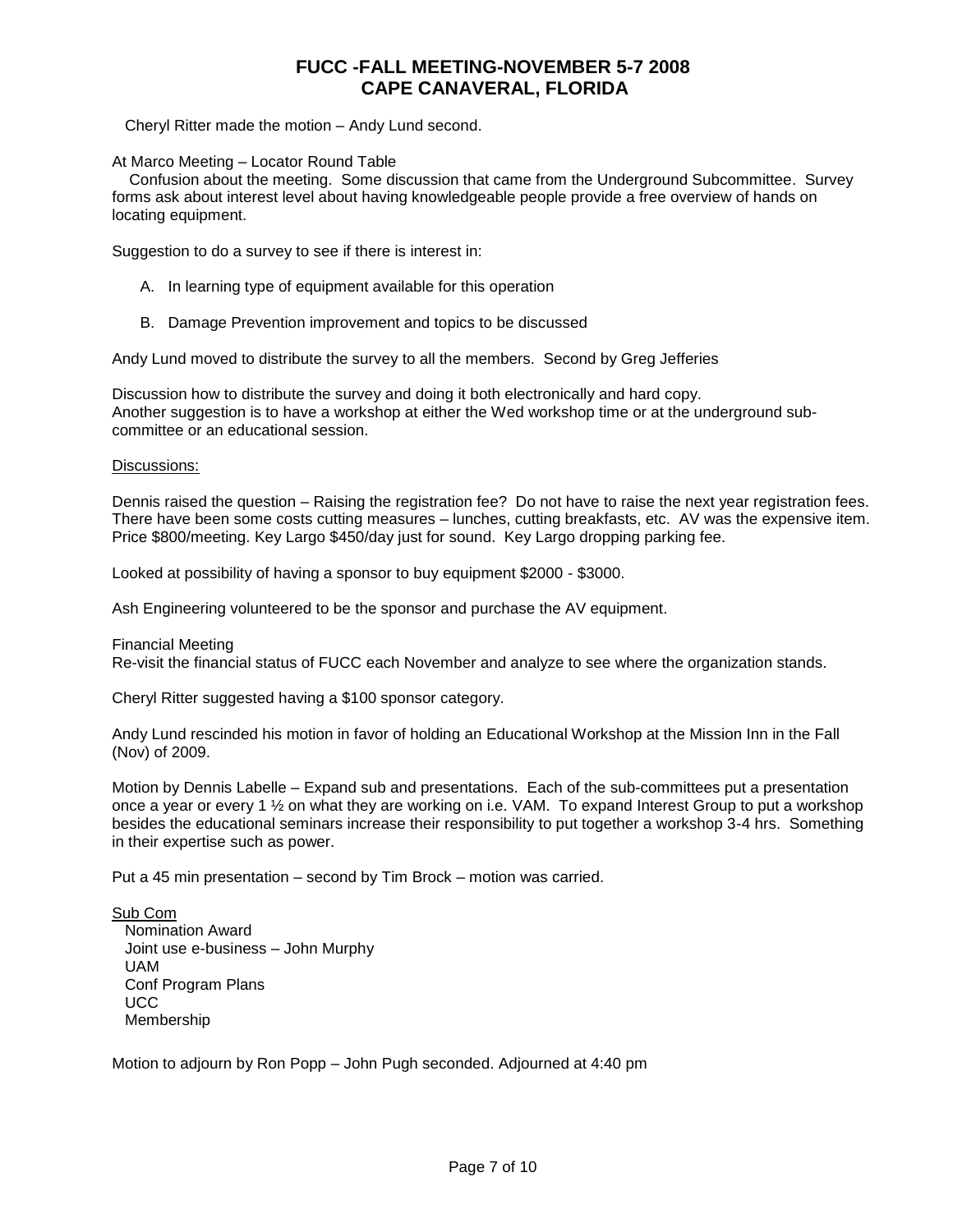Cheryl Ritter made the motion – Andy Lund second.

At Marco Meeting – Locator Round Table

Confusion about the meeting. Some discussion that came from the Underground Subcommittee. Survey forms ask about interest level about having knowledgeable people provide a free overview of hands on locating equipment.

Suggestion to do a survey to see if there is interest in:

A. In learning type of equipment available for this operation

B. Damage Prevention improvement and topics to be discussed

Andy Lund moved to distribute the survey to all the members. Second by Greg Jefferies

Discussion how to distribute the survey and doing it both electronically and hard copy.
Another suggestion is to have a workshop at either the Wed workshop time or at the underground sub-committee or an educational session.

<u>Discussions:</u>

Dennis raised the question – Raising the registration fee? Do not have to raise the next year registration fees. There have been some costs cutting measures – lunches, cutting breakfasts, etc. AV was the expensive item. Price $800/meeting. Key Largo $450/day just for sound. Key Largo dropping parking fee.

Looked at possibility of having a sponsor to buy equipment $2000 - $3000.

Ash Engineering volunteered to be the sponsor and purchase the AV equipment.

Financial Meeting
Re-visit the financial status of FUCC each November and analyze to see where the organization stands.

Cheryl Ritter suggested having a $100 sponsor category.

Andy Lund rescinded his motion in favor of holding an Educational Workshop at the Mission Inn in the Fall (Nov) of 2009.

Motion by Dennis Labelle – Expand sub and presentations. Each of the sub-committees put a presentation once a year or every 1 ½ on what they are working on i.e. VAM. To expand Interest Group to put a workshop besides the educational seminars increase their responsibility to put together a workshop 3-4 hrs. Something in their expertise such as power.

Put a 45 min presentation – second by Tim Brock – motion was carried.

<u>Sub Com</u>

- Nomination Award
- Joint use e-business – John Murphy
- UAM
- Conf Program Plans
- UCC
- Membership

Motion to adjourn by Ron Popp – John Pugh seconded. Adjourned at 4:40 pm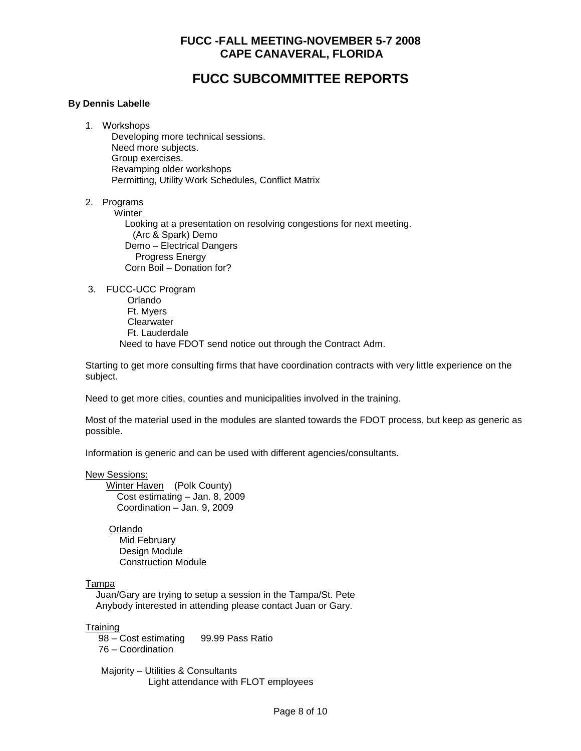## FUCC -FALL MEETING-NOVEMBER 5-7 2008
## CAPE CANAVERAL, FLORIDA

# FUCC SUBCOMMITTEE REPORTS

**By Dennis Labelle**

1. Workshops
   - Developing more technical sessions.
   - Need more subjects.
   - Group exercises.
   - Revamping older workshops
   - Permitting, Utility Work Schedules, Conflict Matrix

2. Programs
   - Winter
     - Looking at a presentation on resolving congestions for next meeting.
       - (Arc & Spark) Demo
     - Demo – Electrical Dangers
       - Progress Energy
     - Corn Boil – Donation for?

3. FUCC-UCC Program
   - Orlando
   - Ft. Myers
   - Clearwater
   - Ft. Lauderdale
   - Need to have FDOT send notice out through the Contract Adm.

Starting to get more consulting firms that have coordination contracts with very little experience on the subject.

Need to get more cities, counties and municipalities involved in the training.

Most of the material used in the modules are slanted towards the FDOT process, but keep as generic as possible.

Information is generic and can be used with different agencies/consultants.

<u>New Sessions:</u>

<u>Winter Haven</u> (Polk County)
- Cost estimating – Jan. 8, 2009
- Coordination – Jan. 9, 2009

<u>Orlando</u>
- Mid February
- Design Module
- Construction Module

<u>Tampa</u>

Juan/Gary are trying to setup a session in the Tampa/St. Pete
Anybody interested in attending please contact Juan or Gary.

<u>Training</u>

98 – Cost estimating 99.99 Pass Ratio
76 – Coordination

Majority – Utilities & Consultants
Light attendance with FLOT employees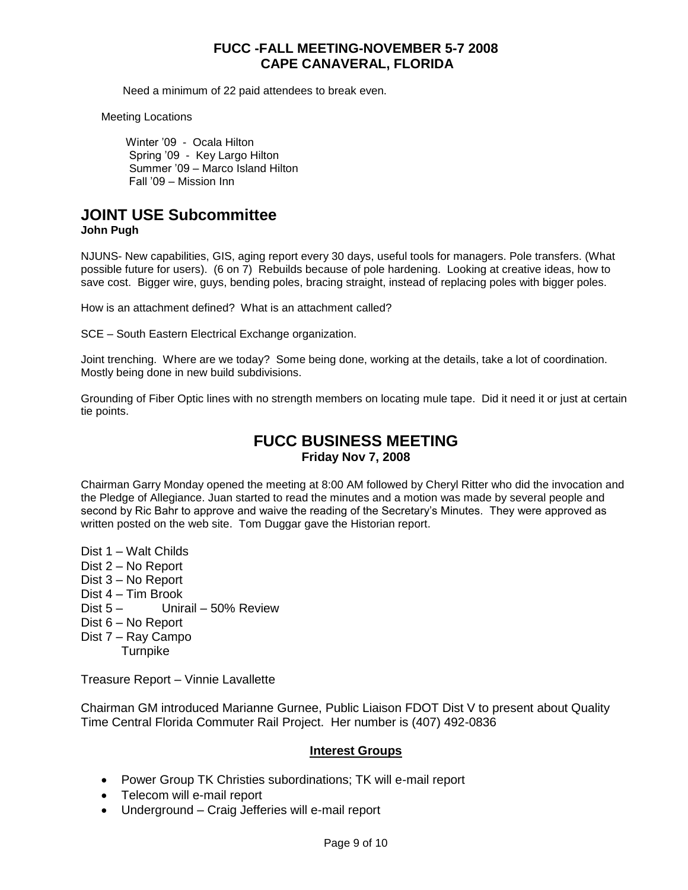Need a minimum of 22 paid attendees to break even.

Meeting Locations

Winter '09 - Ocala Hilton
Spring '09 - Key Largo Hilton
Summer '09 – Marco Island Hilton
Fall '09 – Mission Inn

## JOINT USE Subcommittee

**John Pugh**

NJUNS- New capabilities, GIS, aging report every 30 days, useful tools for managers. Pole transfers. (What possible future for users). (6 on 7) Rebuilds because of pole hardening. Looking at creative ideas, how to save cost. Bigger wire, guys, bending poles, bracing straight, instead of replacing poles with bigger poles.

How is an attachment defined? What is an attachment called?

SCE – South Eastern Electrical Exchange organization.

Joint trenching. Where are we today? Some being done, working at the details, take a lot of coordination. Mostly being done in new build subdivisions.

Grounding of Fiber Optic lines with no strength members on locating mule tape. Did it need it or just at certain tie points.

## FUCC BUSINESS MEETING

**Friday Nov 7, 2008**

Chairman Garry Monday opened the meeting at 8:00 AM followed by Cheryl Ritter who did the invocation and the Pledge of Allegiance. Juan started to read the minutes and a motion was made by several people and second by Ric Bahr to approve and waive the reading of the Secretary's Minutes. They were approved as written posted on the web site. Tom Duggar gave the Historian report.

Dist 1 – Walt Childs
Dist 2 – No Report
Dist 3 – No Report
Dist 4 – Tim Brook
Dist 5 – Unirail – 50% Review
Dist 6 – No Report
Dist 7 – Ray Campo
Turnpike

Treasure Report – Vinnie Lavallette

Chairman GM introduced Marianne Gurnee, Public Liaison FDOT Dist V to present about Quality Time Central Florida Commuter Rail Project. Her number is (407) 492-0836

### Interest Groups

- Power Group TK Christies subordinations; TK will e-mail report
- Telecom will e-mail report
- Underground – Craig Jefferies will e-mail report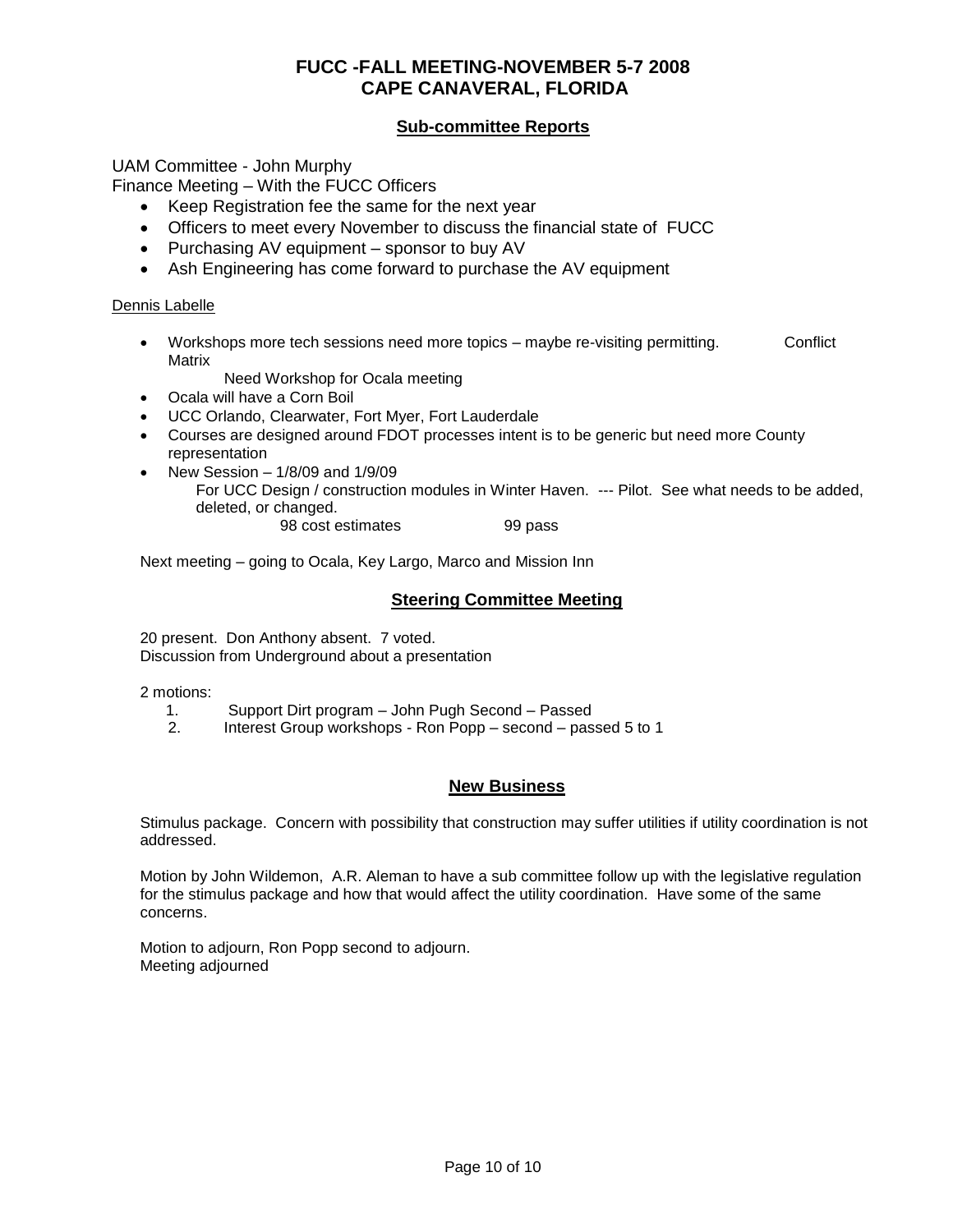# FUCC -FALL MEETING-NOVEMBER 5-7 2008
# CAPE CANAVERAL, FLORIDA

## Sub-committee Reports

UAM Committee - John Murphy

Finance Meeting – With the FUCC Officers

- Keep Registration fee the same for the next year
- Officers to meet every November to discuss the financial state of FUCC
- Purchasing AV equipment – sponsor to buy AV
- Ash Engineering has come forward to purchase the AV equipment

Dennis Labelle

- Workshops more tech sessions need more topics – maybe re-visiting permitting. Conflict Matrix
  
  Need Workshop for Ocala meeting
- Ocala will have a Corn Boil
- UCC Orlando, Clearwater, Fort Myer, Fort Lauderdale
- Courses are designed around FDOT processes intent is to be generic but need more County representation
- New Session – 1/8/09 and 1/9/09
  
  For UCC Design / construction modules in Winter Haven. --- Pilot. See what needs to be added, deleted, or changed.
  
  98 cost estimates 99 pass

Next meeting – going to Ocala, Key Largo, Marco and Mission Inn

## Steering Committee Meeting

20 present. Don Anthony absent. 7 voted.
Discussion from Underground about a presentation

2 motions:

1. Support Dirt program – John Pugh Second – Passed
2. Interest Group workshops - Ron Popp – second – passed 5 to 1

## New Business

Stimulus package. Concern with possibility that construction may suffer utilities if utility coordination is not addressed.

Motion by John Wildemon, A.R. Aleman to have a sub committee follow up with the legislative regulation for the stimulus package and how that would affect the utility coordination. Have some of the same concerns.

Motion to adjourn, Ron Popp second to adjourn.
Meeting adjourned